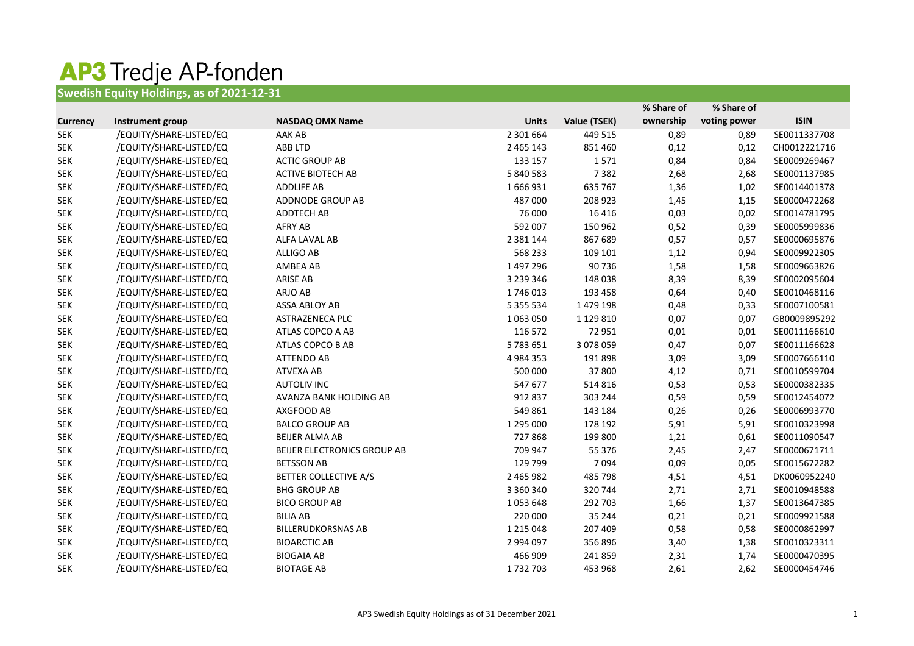# AP3 Tredje AP-fonden

## Swedish Equity Holdings, as of 2021-12-31

| Currency | Instrument group | NASDAQ OMX Name | Units | Value (TSEK) | % Share of ownership | % Share of voting power | ISIN |
|---|---|---|---|---|---|---|---|
| SEK | /EQUITY/SHARE-LISTED/EQ | AAK AB | 2 301 664 | 449 515 | 0,89 | 0,89 | SE0011337708 |
| SEK | /EQUITY/SHARE-LISTED/EQ | ABB LTD | 2 465 143 | 851 460 | 0,12 | 0,12 | CH0012221716 |
| SEK | /EQUITY/SHARE-LISTED/EQ | ACTIC GROUP AB | 133 157 | 1 571 | 0,84 | 0,84 | SE0009269467 |
| SEK | /EQUITY/SHARE-LISTED/EQ | ACTIVE BIOTECH AB | 5 840 583 | 7 382 | 2,68 | 2,68 | SE0001137985 |
| SEK | /EQUITY/SHARE-LISTED/EQ | ADDLIFE AB | 1 666 931 | 635 767 | 1,36 | 1,02 | SE0014401378 |
| SEK | /EQUITY/SHARE-LISTED/EQ | ADDNODE GROUP AB | 487 000 | 208 923 | 1,45 | 1,15 | SE0000472268 |
| SEK | /EQUITY/SHARE-LISTED/EQ | ADDTECH AB | 76 000 | 16 416 | 0,03 | 0,02 | SE0014781795 |
| SEK | /EQUITY/SHARE-LISTED/EQ | AFRY AB | 592 007 | 150 962 | 0,52 | 0,39 | SE0005999836 |
| SEK | /EQUITY/SHARE-LISTED/EQ | ALFA LAVAL AB | 2 381 144 | 867 689 | 0,57 | 0,57 | SE0000695876 |
| SEK | /EQUITY/SHARE-LISTED/EQ | ALLIGO AB | 568 233 | 109 101 | 1,12 | 0,94 | SE0009922305 |
| SEK | /EQUITY/SHARE-LISTED/EQ | AMBEA AB | 1 497 296 | 90 736 | 1,58 | 1,58 | SE0009663826 |
| SEK | /EQUITY/SHARE-LISTED/EQ | ARISE AB | 3 239 346 | 148 038 | 8,39 | 8,39 | SE0002095604 |
| SEK | /EQUITY/SHARE-LISTED/EQ | ARJO AB | 1 746 013 | 193 458 | 0,64 | 0,40 | SE0010468116 |
| SEK | /EQUITY/SHARE-LISTED/EQ | ASSA ABLOY AB | 5 355 534 | 1 479 198 | 0,48 | 0,33 | SE0007100581 |
| SEK | /EQUITY/SHARE-LISTED/EQ | ASTRAZENECA PLC | 1 063 050 | 1 129 810 | 0,07 | 0,07 | GB0009895292 |
| SEK | /EQUITY/SHARE-LISTED/EQ | ATLAS COPCO A AB | 116 572 | 72 951 | 0,01 | 0,01 | SE0011166610 |
| SEK | /EQUITY/SHARE-LISTED/EQ | ATLAS COPCO B AB | 5 783 651 | 3 078 059 | 0,47 | 0,07 | SE0011166628 |
| SEK | /EQUITY/SHARE-LISTED/EQ | ATTENDO AB | 4 984 353 | 191 898 | 3,09 | 3,09 | SE0007666110 |
| SEK | /EQUITY/SHARE-LISTED/EQ | ATVEXA AB | 500 000 | 37 800 | 4,12 | 0,71 | SE0010599704 |
| SEK | /EQUITY/SHARE-LISTED/EQ | AUTOLIV INC | 547 677 | 514 816 | 0,53 | 0,53 | SE0000382335 |
| SEK | /EQUITY/SHARE-LISTED/EQ | AVANZA BANK HOLDING AB | 912 837 | 303 244 | 0,59 | 0,59 | SE0012454072 |
| SEK | /EQUITY/SHARE-LISTED/EQ | AXGFOOD AB | 549 861 | 143 184 | 0,26 | 0,26 | SE0006993770 |
| SEK | /EQUITY/SHARE-LISTED/EQ | BALCO GROUP AB | 1 295 000 | 178 192 | 5,91 | 5,91 | SE0010323998 |
| SEK | /EQUITY/SHARE-LISTED/EQ | BEIJER ALMA AB | 727 868 | 199 800 | 1,21 | 0,61 | SE0011090547 |
| SEK | /EQUITY/SHARE-LISTED/EQ | BEIJER ELECTRONICS GROUP AB | 709 947 | 55 376 | 2,45 | 2,47 | SE0000671711 |
| SEK | /EQUITY/SHARE-LISTED/EQ | BETSSON AB | 129 799 | 7 094 | 0,09 | 0,05 | SE0015672282 |
| SEK | /EQUITY/SHARE-LISTED/EQ | BETTER COLLECTIVE A/S | 2 465 982 | 485 798 | 4,51 | 4,51 | DK0060952240 |
| SEK | /EQUITY/SHARE-LISTED/EQ | BHG GROUP AB | 3 360 340 | 320 744 | 2,71 | 2,71 | SE0010948588 |
| SEK | /EQUITY/SHARE-LISTED/EQ | BICO GROUP AB | 1 053 648 | 292 703 | 1,66 | 1,37 | SE0013647385 |
| SEK | /EQUITY/SHARE-LISTED/EQ | BILIA AB | 220 000 | 35 244 | 0,21 | 0,21 | SE0009921588 |
| SEK | /EQUITY/SHARE-LISTED/EQ | BILLERUDKORSNAS AB | 1 215 048 | 207 409 | 0,58 | 0,58 | SE0000862997 |
| SEK | /EQUITY/SHARE-LISTED/EQ | BIOARCTIC AB | 2 994 097 | 356 896 | 3,40 | 1,38 | SE0010323311 |
| SEK | /EQUITY/SHARE-LISTED/EQ | BIOGAIA AB | 466 909 | 241 859 | 2,31 | 1,74 | SE0000470395 |
| SEK | /EQUITY/SHARE-LISTED/EQ | BIOTAGE AB | 1 732 703 | 453 968 | 2,61 | 2,62 | SE0000454746 |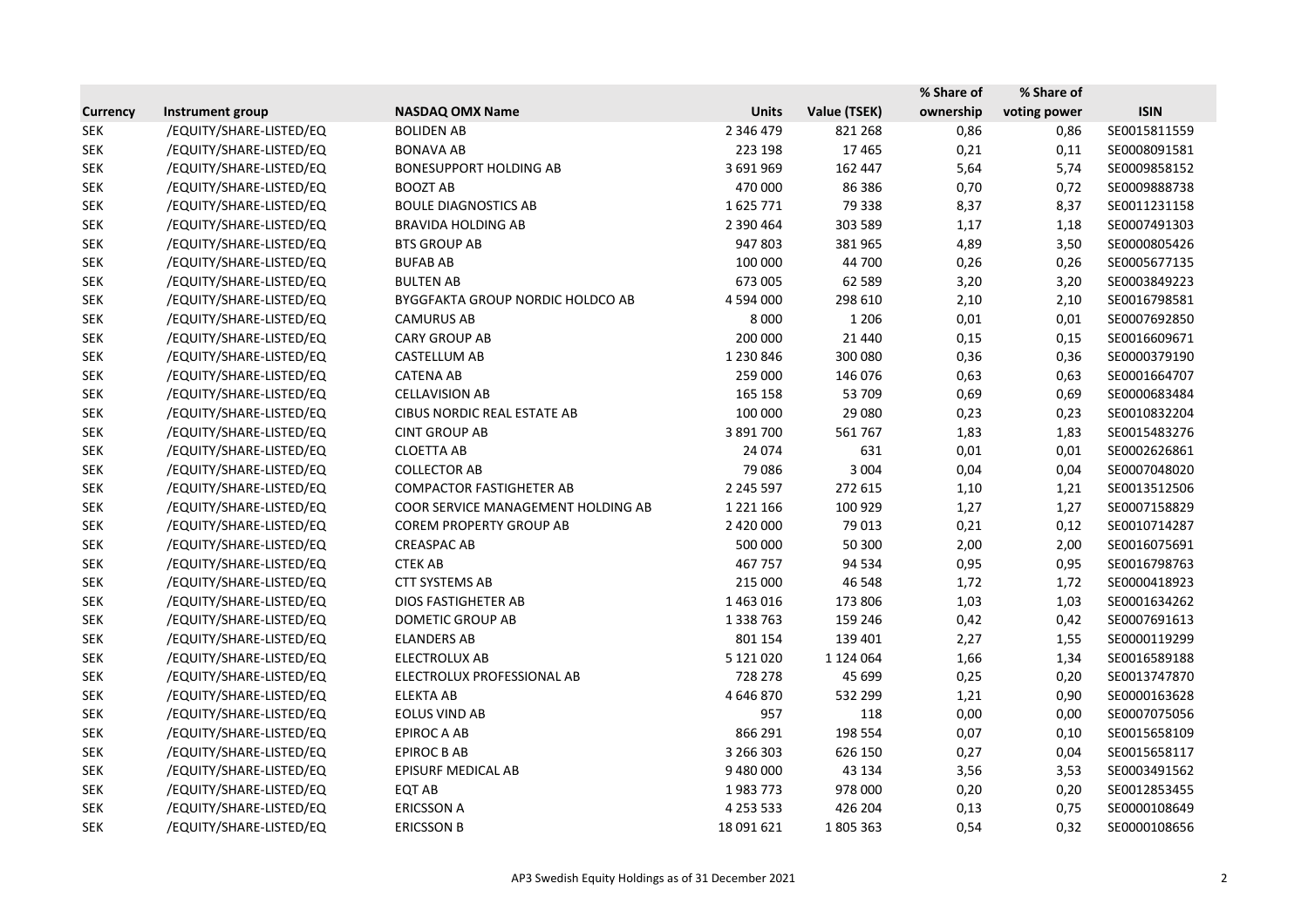| Currency | Instrument group | NASDAQ OMX Name | Units | Value (TSEK) | % Share of ownership | % Share of voting power | ISIN |
|---|---|---|---|---|---|---|---|
| SEK | /EQUITY/SHARE-LISTED/EQ | BOLIDEN AB | 2 346 479 | 821 268 | 0,86 | 0,86 | SE0015811559 |
| SEK | /EQUITY/SHARE-LISTED/EQ | BONAVA AB | 223 198 | 17 465 | 0,21 | 0,11 | SE0008091581 |
| SEK | /EQUITY/SHARE-LISTED/EQ | BONESUPPORT HOLDING AB | 3 691 969 | 162 447 | 5,64 | 5,74 | SE0009858152 |
| SEK | /EQUITY/SHARE-LISTED/EQ | BOOZT AB | 470 000 | 86 386 | 0,70 | 0,72 | SE0009888738 |
| SEK | /EQUITY/SHARE-LISTED/EQ | BOULE DIAGNOSTICS AB | 1 625 771 | 79 338 | 8,37 | 8,37 | SE0011231158 |
| SEK | /EQUITY/SHARE-LISTED/EQ | BRAVIDA HOLDING AB | 2 390 464 | 303 589 | 1,17 | 1,18 | SE0007491303 |
| SEK | /EQUITY/SHARE-LISTED/EQ | BTS GROUP AB | 947 803 | 381 965 | 4,89 | 3,50 | SE0000805426 |
| SEK | /EQUITY/SHARE-LISTED/EQ | BUFAB AB | 100 000 | 44 700 | 0,26 | 0,26 | SE0005677135 |
| SEK | /EQUITY/SHARE-LISTED/EQ | BULTEN AB | 673 005 | 62 589 | 3,20 | 3,20 | SE0003849223 |
| SEK | /EQUITY/SHARE-LISTED/EQ | BYGGFAKTA GROUP NORDIC HOLDCO AB | 4 594 000 | 298 610 | 2,10 | 2,10 | SE0016798581 |
| SEK | /EQUITY/SHARE-LISTED/EQ | CAMURUS AB | 8 000 | 1 206 | 0,01 | 0,01 | SE0007692850 |
| SEK | /EQUITY/SHARE-LISTED/EQ | CARY GROUP AB | 200 000 | 21 440 | 0,15 | 0,15 | SE0016609671 |
| SEK | /EQUITY/SHARE-LISTED/EQ | CASTELLUM AB | 1 230 846 | 300 080 | 0,36 | 0,36 | SE0000379190 |
| SEK | /EQUITY/SHARE-LISTED/EQ | CATENA AB | 259 000 | 146 076 | 0,63 | 0,63 | SE0001664707 |
| SEK | /EQUITY/SHARE-LISTED/EQ | CELLAVISION AB | 165 158 | 53 709 | 0,69 | 0,69 | SE0000683484 |
| SEK | /EQUITY/SHARE-LISTED/EQ | CIBUS NORDIC REAL ESTATE AB | 100 000 | 29 080 | 0,23 | 0,23 | SE0010832204 |
| SEK | /EQUITY/SHARE-LISTED/EQ | CINT GROUP AB | 3 891 700 | 561 767 | 1,83 | 1,83 | SE0015483276 |
| SEK | /EQUITY/SHARE-LISTED/EQ | CLOETTA AB | 24 074 | 631 | 0,01 | 0,01 | SE0002626861 |
| SEK | /EQUITY/SHARE-LISTED/EQ | COLLECTOR AB | 79 086 | 3 004 | 0,04 | 0,04 | SE0007048020 |
| SEK | /EQUITY/SHARE-LISTED/EQ | COMPACTOR FASTIGHETER AB | 2 245 597 | 272 615 | 1,10 | 1,21 | SE0013512506 |
| SEK | /EQUITY/SHARE-LISTED/EQ | COOR SERVICE MANAGEMENT HOLDING AB | 1 221 166 | 100 929 | 1,27 | 1,27 | SE0007158829 |
| SEK | /EQUITY/SHARE-LISTED/EQ | COREM PROPERTY GROUP AB | 2 420 000 | 79 013 | 0,21 | 0,12 | SE0010714287 |
| SEK | /EQUITY/SHARE-LISTED/EQ | CREASPAC AB | 500 000 | 50 300 | 2,00 | 2,00 | SE0016075691 |
| SEK | /EQUITY/SHARE-LISTED/EQ | CTEK AB | 467 757 | 94 534 | 0,95 | 0,95 | SE0016798763 |
| SEK | /EQUITY/SHARE-LISTED/EQ | CTT SYSTEMS AB | 215 000 | 46 548 | 1,72 | 1,72 | SE0000418923 |
| SEK | /EQUITY/SHARE-LISTED/EQ | DIOS FASTIGHETER AB | 1 463 016 | 173 806 | 1,03 | 1,03 | SE0001634262 |
| SEK | /EQUITY/SHARE-LISTED/EQ | DOMETIC GROUP AB | 1 338 763 | 159 246 | 0,42 | 0,42 | SE0007691613 |
| SEK | /EQUITY/SHARE-LISTED/EQ | ELANDERS AB | 801 154 | 139 401 | 2,27 | 1,55 | SE0000119299 |
| SEK | /EQUITY/SHARE-LISTED/EQ | ELECTROLUX AB | 5 121 020 | 1 124 064 | 1,66 | 1,34 | SE0016589188 |
| SEK | /EQUITY/SHARE-LISTED/EQ | ELECTROLUX PROFESSIONAL AB | 728 278 | 45 699 | 0,25 | 0,20 | SE0013747870 |
| SEK | /EQUITY/SHARE-LISTED/EQ | ELEKTA AB | 4 646 870 | 532 299 | 1,21 | 0,90 | SE0000163628 |
| SEK | /EQUITY/SHARE-LISTED/EQ | EOLUS VIND AB | 957 | 118 | 0,00 | 0,00 | SE0007075056 |
| SEK | /EQUITY/SHARE-LISTED/EQ | EPIROC A AB | 866 291 | 198 554 | 0,07 | 0,10 | SE0015658109 |
| SEK | /EQUITY/SHARE-LISTED/EQ | EPIROC B AB | 3 266 303 | 626 150 | 0,27 | 0,04 | SE0015658117 |
| SEK | /EQUITY/SHARE-LISTED/EQ | EPISURF MEDICAL AB | 9 480 000 | 43 134 | 3,56 | 3,53 | SE0003491562 |
| SEK | /EQUITY/SHARE-LISTED/EQ | EQT AB | 1 983 773 | 978 000 | 0,20 | 0,20 | SE0012853455 |
| SEK | /EQUITY/SHARE-LISTED/EQ | ERICSSON A | 4 253 533 | 426 204 | 0,13 | 0,75 | SE0000108649 |
| SEK | /EQUITY/SHARE-LISTED/EQ | ERICSSON B | 18 091 621 | 1 805 363 | 0,54 | 0,32 | SE0000108656 |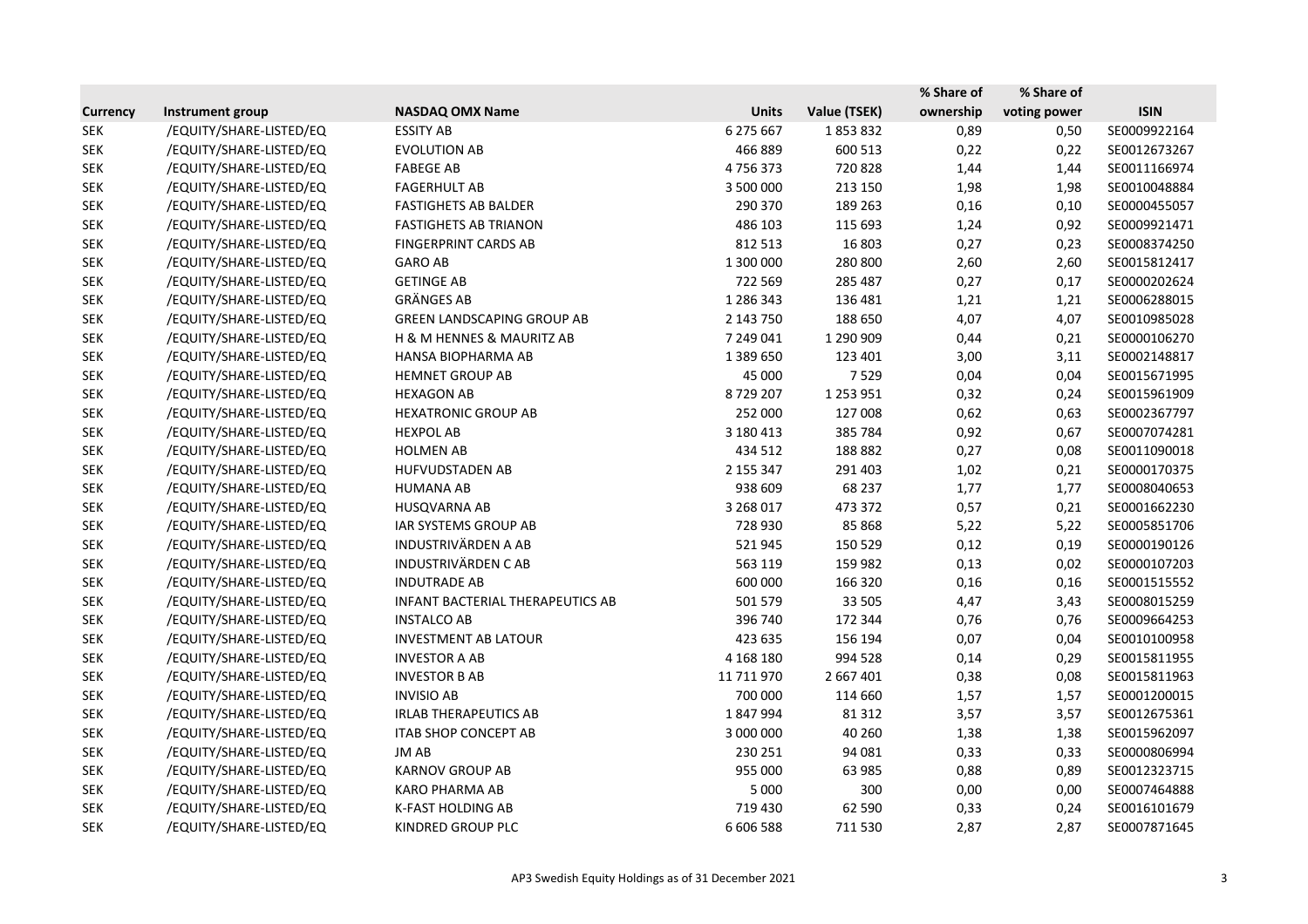| Currency | Instrument group | NASDAQ OMX Name | Units | Value (TSEK) | % Share of ownership | % Share of voting power | ISIN |
|---|---|---|---|---|---|---|---|
| SEK | /EQUITY/SHARE-LISTED/EQ | ESSITY AB | 6 275 667 | 1 853 832 | 0,89 | 0,50 | SE0009922164 |
| SEK | /EQUITY/SHARE-LISTED/EQ | EVOLUTION AB | 466 889 | 600 513 | 0,22 | 0,22 | SE0012673267 |
| SEK | /EQUITY/SHARE-LISTED/EQ | FABEGE AB | 4 756 373 | 720 828 | 1,44 | 1,44 | SE0011166974 |
| SEK | /EQUITY/SHARE-LISTED/EQ | FAGERHULT AB | 3 500 000 | 213 150 | 1,98 | 1,98 | SE0010048884 |
| SEK | /EQUITY/SHARE-LISTED/EQ | FASTIGHETS AB BALDER | 290 370 | 189 263 | 0,16 | 0,10 | SE0000455057 |
| SEK | /EQUITY/SHARE-LISTED/EQ | FASTIGHETS AB TRIANON | 486 103 | 115 693 | 1,24 | 0,92 | SE0009921471 |
| SEK | /EQUITY/SHARE-LISTED/EQ | FINGERPRINT CARDS AB | 812 513 | 16 803 | 0,27 | 0,23 | SE0008374250 |
| SEK | /EQUITY/SHARE-LISTED/EQ | GARO AB | 1 300 000 | 280 800 | 2,60 | 2,60 | SE0015812417 |
| SEK | /EQUITY/SHARE-LISTED/EQ | GETINGE AB | 722 569 | 285 487 | 0,27 | 0,17 | SE0000202624 |
| SEK | /EQUITY/SHARE-LISTED/EQ | GRÄNGES AB | 1 286 343 | 136 481 | 1,21 | 1,21 | SE0006288015 |
| SEK | /EQUITY/SHARE-LISTED/EQ | GREEN LANDSCAPING GROUP AB | 2 143 750 | 188 650 | 4,07 | 4,07 | SE0010985028 |
| SEK | /EQUITY/SHARE-LISTED/EQ | H & M HENNES & MAURITZ AB | 7 249 041 | 1 290 909 | 0,44 | 0,21 | SE0000106270 |
| SEK | /EQUITY/SHARE-LISTED/EQ | HANSA BIOPHARMA AB | 1 389 650 | 123 401 | 3,00 | 3,11 | SE0002148817 |
| SEK | /EQUITY/SHARE-LISTED/EQ | HEMNET GROUP AB | 45 000 | 7 529 | 0,04 | 0,04 | SE0015671995 |
| SEK | /EQUITY/SHARE-LISTED/EQ | HEXAGON AB | 8 729 207 | 1 253 951 | 0,32 | 0,24 | SE0015961909 |
| SEK | /EQUITY/SHARE-LISTED/EQ | HEXATRONIC GROUP AB | 252 000 | 127 008 | 0,62 | 0,63 | SE0002367797 |
| SEK | /EQUITY/SHARE-LISTED/EQ | HEXPOL AB | 3 180 413 | 385 784 | 0,92 | 0,67 | SE0007074281 |
| SEK | /EQUITY/SHARE-LISTED/EQ | HOLMEN AB | 434 512 | 188 882 | 0,27 | 0,08 | SE0011090018 |
| SEK | /EQUITY/SHARE-LISTED/EQ | HUFVUDSTADEN AB | 2 155 347 | 291 403 | 1,02 | 0,21 | SE0000170375 |
| SEK | /EQUITY/SHARE-LISTED/EQ | HUMANA AB | 938 609 | 68 237 | 1,77 | 1,77 | SE0008040653 |
| SEK | /EQUITY/SHARE-LISTED/EQ | HUSQVARNA AB | 3 268 017 | 473 372 | 0,57 | 0,21 | SE0001662230 |
| SEK | /EQUITY/SHARE-LISTED/EQ | IAR SYSTEMS GROUP AB | 728 930 | 85 868 | 5,22 | 5,22 | SE0005851706 |
| SEK | /EQUITY/SHARE-LISTED/EQ | INDUSTRIVÄRDEN A AB | 521 945 | 150 529 | 0,12 | 0,19 | SE0000190126 |
| SEK | /EQUITY/SHARE-LISTED/EQ | INDUSTRIVÄRDEN C AB | 563 119 | 159 982 | 0,13 | 0,02 | SE0000107203 |
| SEK | /EQUITY/SHARE-LISTED/EQ | INDUTRADE AB | 600 000 | 166 320 | 0,16 | 0,16 | SE0001515552 |
| SEK | /EQUITY/SHARE-LISTED/EQ | INFANT BACTERIAL THERAPEUTICS AB | 501 579 | 33 505 | 4,47 | 3,43 | SE0008015259 |
| SEK | /EQUITY/SHARE-LISTED/EQ | INSTALCO AB | 396 740 | 172 344 | 0,76 | 0,76 | SE0009664253 |
| SEK | /EQUITY/SHARE-LISTED/EQ | INVESTMENT AB LATOUR | 423 635 | 156 194 | 0,07 | 0,04 | SE0010100958 |
| SEK | /EQUITY/SHARE-LISTED/EQ | INVESTOR A AB | 4 168 180 | 994 528 | 0,14 | 0,29 | SE0015811955 |
| SEK | /EQUITY/SHARE-LISTED/EQ | INVESTOR B AB | 11 711 970 | 2 667 401 | 0,38 | 0,08 | SE0015811963 |
| SEK | /EQUITY/SHARE-LISTED/EQ | INVISIO AB | 700 000 | 114 660 | 1,57 | 1,57 | SE0001200015 |
| SEK | /EQUITY/SHARE-LISTED/EQ | IRLAB THERAPEUTICS AB | 1 847 994 | 81 312 | 3,57 | 3,57 | SE0012675361 |
| SEK | /EQUITY/SHARE-LISTED/EQ | ITAB SHOP CONCEPT AB | 3 000 000 | 40 260 | 1,38 | 1,38 | SE0015962097 |
| SEK | /EQUITY/SHARE-LISTED/EQ | JM AB | 230 251 | 94 081 | 0,33 | 0,33 | SE0000806994 |
| SEK | /EQUITY/SHARE-LISTED/EQ | KARNOV GROUP AB | 955 000 | 63 985 | 0,88 | 0,89 | SE0012323715 |
| SEK | /EQUITY/SHARE-LISTED/EQ | KARO PHARMA AB | 5 000 | 300 | 0,00 | 0,00 | SE0007464888 |
| SEK | /EQUITY/SHARE-LISTED/EQ | K-FAST HOLDING AB | 719 430 | 62 590 | 0,33 | 0,24 | SE0016101679 |
| SEK | /EQUITY/SHARE-LISTED/EQ | KINDRED GROUP PLC | 6 606 588 | 711 530 | 2,87 | 2,87 | SE0007871645 |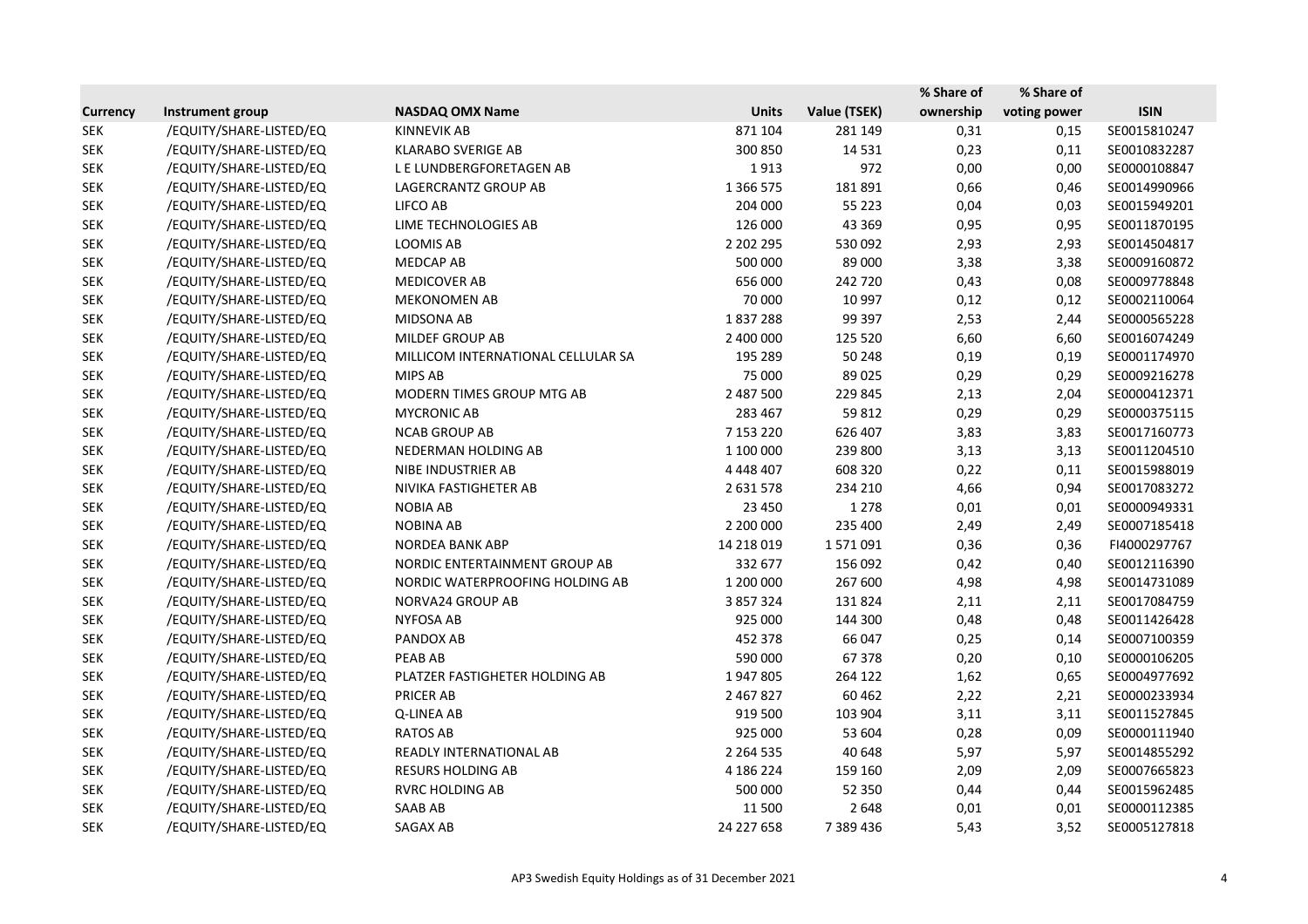| Currency | Instrument group | NASDAQ OMX Name | Units | Value (TSEK) | % Share of ownership | % Share of voting power | ISIN |
|---|---|---|---|---|---|---|---|
| SEK | /EQUITY/SHARE-LISTED/EQ | KINNEVIK AB | 871 104 | 281 149 | 0,31 | 0,15 | SE0015810247 |
| SEK | /EQUITY/SHARE-LISTED/EQ | KLARABO SVERIGE AB | 300 850 | 14 531 | 0,23 | 0,11 | SE0010832287 |
| SEK | /EQUITY/SHARE-LISTED/EQ | L E LUNDBERGFORETAGEN AB | 1 913 | 972 | 0,00 | 0,00 | SE0000108847 |
| SEK | /EQUITY/SHARE-LISTED/EQ | LAGERCRANTZ GROUP AB | 1 366 575 | 181 891 | 0,66 | 0,46 | SE0014990966 |
| SEK | /EQUITY/SHARE-LISTED/EQ | LIFCO AB | 204 000 | 55 223 | 0,04 | 0,03 | SE0015949201 |
| SEK | /EQUITY/SHARE-LISTED/EQ | LIME TECHNOLOGIES AB | 126 000 | 43 369 | 0,95 | 0,95 | SE0011870195 |
| SEK | /EQUITY/SHARE-LISTED/EQ | LOOMIS AB | 2 202 295 | 530 092 | 2,93 | 2,93 | SE0014504817 |
| SEK | /EQUITY/SHARE-LISTED/EQ | MEDCAP AB | 500 000 | 89 000 | 3,38 | 3,38 | SE0009160872 |
| SEK | /EQUITY/SHARE-LISTED/EQ | MEDICOVER AB | 656 000 | 242 720 | 0,43 | 0,08 | SE0009778848 |
| SEK | /EQUITY/SHARE-LISTED/EQ | MEKONOMEN AB | 70 000 | 10 997 | 0,12 | 0,12 | SE0002110064 |
| SEK | /EQUITY/SHARE-LISTED/EQ | MIDSONA AB | 1 837 288 | 99 397 | 2,53 | 2,44 | SE0000565228 |
| SEK | /EQUITY/SHARE-LISTED/EQ | MILDEF GROUP AB | 2 400 000 | 125 520 | 6,60 | 6,60 | SE0016074249 |
| SEK | /EQUITY/SHARE-LISTED/EQ | MILLICOM INTERNATIONAL CELLULAR SA | 195 289 | 50 248 | 0,19 | 0,19 | SE0001174970 |
| SEK | /EQUITY/SHARE-LISTED/EQ | MIPS AB | 75 000 | 89 025 | 0,29 | 0,29 | SE0009216278 |
| SEK | /EQUITY/SHARE-LISTED/EQ | MODERN TIMES GROUP MTG AB | 2 487 500 | 229 845 | 2,13 | 2,04 | SE0000412371 |
| SEK | /EQUITY/SHARE-LISTED/EQ | MYCRONIC AB | 283 467 | 59 812 | 0,29 | 0,29 | SE0000375115 |
| SEK | /EQUITY/SHARE-LISTED/EQ | NCAB GROUP AB | 7 153 220 | 626 407 | 3,83 | 3,83 | SE0017160773 |
| SEK | /EQUITY/SHARE-LISTED/EQ | NEDERMAN HOLDING AB | 1 100 000 | 239 800 | 3,13 | 3,13 | SE0011204510 |
| SEK | /EQUITY/SHARE-LISTED/EQ | NIBE INDUSTRIER AB | 4 448 407 | 608 320 | 0,22 | 0,11 | SE0015988019 |
| SEK | /EQUITY/SHARE-LISTED/EQ | NIVIKA FASTIGHETER AB | 2 631 578 | 234 210 | 4,66 | 0,94 | SE0017083272 |
| SEK | /EQUITY/SHARE-LISTED/EQ | NOBIA AB | 23 450 | 1 278 | 0,01 | 0,01 | SE0000949331 |
| SEK | /EQUITY/SHARE-LISTED/EQ | NOBINA AB | 2 200 000 | 235 400 | 2,49 | 2,49 | SE0007185418 |
| SEK | /EQUITY/SHARE-LISTED/EQ | NORDEA BANK ABP | 14 218 019 | 1 571 091 | 0,36 | 0,36 | FI4000297767 |
| SEK | /EQUITY/SHARE-LISTED/EQ | NORDIC ENTERTAINMENT GROUP AB | 332 677 | 156 092 | 0,42 | 0,40 | SE0012116390 |
| SEK | /EQUITY/SHARE-LISTED/EQ | NORDIC WATERPROOFING HOLDING AB | 1 200 000 | 267 600 | 4,98 | 4,98 | SE0014731089 |
| SEK | /EQUITY/SHARE-LISTED/EQ | NORVA24 GROUP AB | 3 857 324 | 131 824 | 2,11 | 2,11 | SE0017084759 |
| SEK | /EQUITY/SHARE-LISTED/EQ | NYFOSA AB | 925 000 | 144 300 | 0,48 | 0,48 | SE0011426428 |
| SEK | /EQUITY/SHARE-LISTED/EQ | PANDOX AB | 452 378 | 66 047 | 0,25 | 0,14 | SE0007100359 |
| SEK | /EQUITY/SHARE-LISTED/EQ | PEAB AB | 590 000 | 67 378 | 0,20 | 0,10 | SE0000106205 |
| SEK | /EQUITY/SHARE-LISTED/EQ | PLATZER FASTIGHETER HOLDING AB | 1 947 805 | 264 122 | 1,62 | 0,65 | SE0004977692 |
| SEK | /EQUITY/SHARE-LISTED/EQ | PRICER AB | 2 467 827 | 60 462 | 2,22 | 2,21 | SE0000233934 |
| SEK | /EQUITY/SHARE-LISTED/EQ | Q-LINEA AB | 919 500 | 103 904 | 3,11 | 3,11 | SE0011527845 |
| SEK | /EQUITY/SHARE-LISTED/EQ | RATOS AB | 925 000 | 53 604 | 0,28 | 0,09 | SE0000111940 |
| SEK | /EQUITY/SHARE-LISTED/EQ | READLY INTERNATIONAL AB | 2 264 535 | 40 648 | 5,97 | 5,97 | SE0014855292 |
| SEK | /EQUITY/SHARE-LISTED/EQ | RESURS HOLDING AB | 4 186 224 | 159 160 | 2,09 | 2,09 | SE0007665823 |
| SEK | /EQUITY/SHARE-LISTED/EQ | RVRC HOLDING AB | 500 000 | 52 350 | 0,44 | 0,44 | SE0015962485 |
| SEK | /EQUITY/SHARE-LISTED/EQ | SAAB AB | 11 500 | 2 648 | 0,01 | 0,01 | SE0000112385 |
| SEK | /EQUITY/SHARE-LISTED/EQ | SAGAX AB | 24 227 658 | 7 389 436 | 5,43 | 3,52 | SE0005127818 |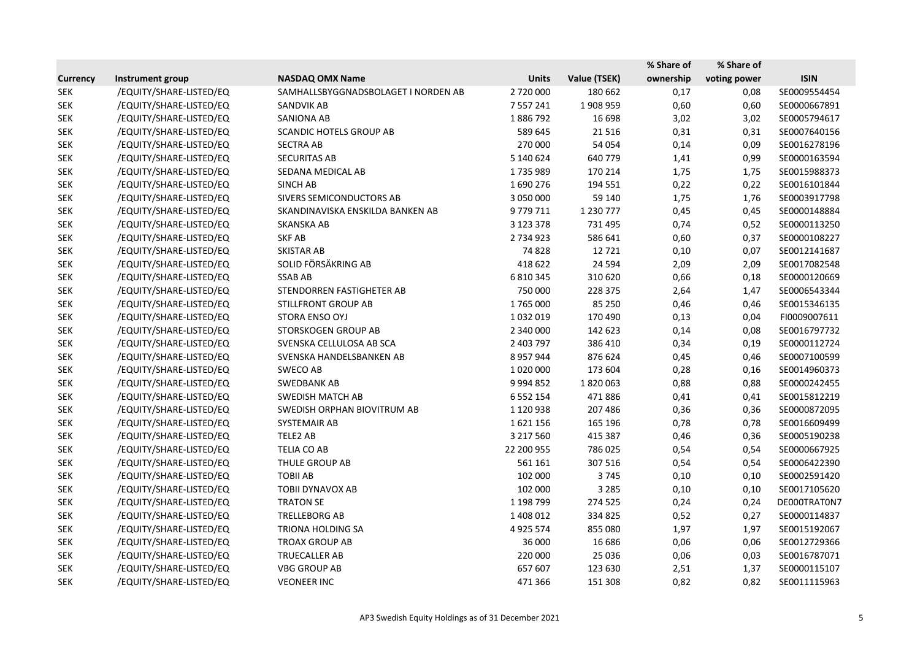| Currency | Instrument group | NASDAQ OMX Name | Units | Value (TSEK) | % Share of ownership | % Share of voting power | ISIN |
|---|---|---|---|---|---|---|---|
| SEK | /EQUITY/SHARE-LISTED/EQ | SAMHALLSBYGGNADSBOLAGET I NORDEN AB | 2 720 000 | 180 662 | 0,17 | 0,08 | SE0009554454 |
| SEK | /EQUITY/SHARE-LISTED/EQ | SANDVIK AB | 7 557 241 | 1 908 959 | 0,60 | 0,60 | SE0000667891 |
| SEK | /EQUITY/SHARE-LISTED/EQ | SANIONA AB | 1 886 792 | 16 698 | 3,02 | 3,02 | SE0005794617 |
| SEK | /EQUITY/SHARE-LISTED/EQ | SCANDIC HOTELS GROUP AB | 589 645 | 21 516 | 0,31 | 0,31 | SE0007640156 |
| SEK | /EQUITY/SHARE-LISTED/EQ | SECTRA AB | 270 000 | 54 054 | 0,14 | 0,09 | SE0016278196 |
| SEK | /EQUITY/SHARE-LISTED/EQ | SECURITAS AB | 5 140 624 | 640 779 | 1,41 | 0,99 | SE0000163594 |
| SEK | /EQUITY/SHARE-LISTED/EQ | SEDANA MEDICAL AB | 1 735 989 | 170 214 | 1,75 | 1,75 | SE0015988373 |
| SEK | /EQUITY/SHARE-LISTED/EQ | SINCH AB | 1 690 276 | 194 551 | 0,22 | 0,22 | SE0016101844 |
| SEK | /EQUITY/SHARE-LISTED/EQ | SIVERS SEMICONDUCTORS AB | 3 050 000 | 59 140 | 1,75 | 1,76 | SE0003917798 |
| SEK | /EQUITY/SHARE-LISTED/EQ | SKANDINAVISKA ENSKILDA BANKEN AB | 9 779 711 | 1 230 777 | 0,45 | 0,45 | SE0000148884 |
| SEK | /EQUITY/SHARE-LISTED/EQ | SKANSKA AB | 3 123 378 | 731 495 | 0,74 | 0,52 | SE0000113250 |
| SEK | /EQUITY/SHARE-LISTED/EQ | SKF AB | 2 734 923 | 586 641 | 0,60 | 0,37 | SE0000108227 |
| SEK | /EQUITY/SHARE-LISTED/EQ | SKISTAR AB | 74 828 | 12 721 | 0,10 | 0,07 | SE0012141687 |
| SEK | /EQUITY/SHARE-LISTED/EQ | SOLID FÖRSÄKRING AB | 418 622 | 24 594 | 2,09 | 2,09 | SE0017082548 |
| SEK | /EQUITY/SHARE-LISTED/EQ | SSAB AB | 6 810 345 | 310 620 | 0,66 | 0,18 | SE0000120669 |
| SEK | /EQUITY/SHARE-LISTED/EQ | STENDORREN FASTIGHETER AB | 750 000 | 228 375 | 2,64 | 1,47 | SE0006543344 |
| SEK | /EQUITY/SHARE-LISTED/EQ | STILLFRONT GROUP AB | 1 765 000 | 85 250 | 0,46 | 0,46 | SE0015346135 |
| SEK | /EQUITY/SHARE-LISTED/EQ | STORA ENSO OYJ | 1 032 019 | 170 490 | 0,13 | 0,04 | FI0009007611 |
| SEK | /EQUITY/SHARE-LISTED/EQ | STORSKOGEN GROUP AB | 2 340 000 | 142 623 | 0,14 | 0,08 | SE0016797732 |
| SEK | /EQUITY/SHARE-LISTED/EQ | SVENSKA CELLULOSA AB SCA | 2 403 797 | 386 410 | 0,34 | 0,19 | SE0000112724 |
| SEK | /EQUITY/SHARE-LISTED/EQ | SVENSKA HANDELSBANKEN AB | 8 957 944 | 876 624 | 0,45 | 0,46 | SE0007100599 |
| SEK | /EQUITY/SHARE-LISTED/EQ | SWECO AB | 1 020 000 | 173 604 | 0,28 | 0,16 | SE0014960373 |
| SEK | /EQUITY/SHARE-LISTED/EQ | SWEDBANK AB | 9 994 852 | 1 820 063 | 0,88 | 0,88 | SE0000242455 |
| SEK | /EQUITY/SHARE-LISTED/EQ | SWEDISH MATCH AB | 6 552 154 | 471 886 | 0,41 | 0,41 | SE0015812219 |
| SEK | /EQUITY/SHARE-LISTED/EQ | SWEDISH ORPHAN BIOVITRUM AB | 1 120 938 | 207 486 | 0,36 | 0,36 | SE0000872095 |
| SEK | /EQUITY/SHARE-LISTED/EQ | SYSTEMAIR AB | 1 621 156 | 165 196 | 0,78 | 0,78 | SE0016609499 |
| SEK | /EQUITY/SHARE-LISTED/EQ | TELE2 AB | 3 217 560 | 415 387 | 0,46 | 0,36 | SE0005190238 |
| SEK | /EQUITY/SHARE-LISTED/EQ | TELIA CO AB | 22 200 955 | 786 025 | 0,54 | 0,54 | SE0000667925 |
| SEK | /EQUITY/SHARE-LISTED/EQ | THULE GROUP AB | 561 161 | 307 516 | 0,54 | 0,54 | SE0006422390 |
| SEK | /EQUITY/SHARE-LISTED/EQ | TOBII AB | 102 000 | 3 745 | 0,10 | 0,10 | SE0002591420 |
| SEK | /EQUITY/SHARE-LISTED/EQ | TOBII DYNAVOX AB | 102 000 | 3 285 | 0,10 | 0,10 | SE0017105620 |
| SEK | /EQUITY/SHARE-LISTED/EQ | TRATON SE | 1 198 799 | 274 525 | 0,24 | 0,24 | DE000TRAT0N7 |
| SEK | /EQUITY/SHARE-LISTED/EQ | TRELLEBORG AB | 1 408 012 | 334 825 | 0,52 | 0,27 | SE0000114837 |
| SEK | /EQUITY/SHARE-LISTED/EQ | TRIONA HOLDING SA | 4 925 574 | 855 080 | 1,97 | 1,97 | SE0015192067 |
| SEK | /EQUITY/SHARE-LISTED/EQ | TROAX GROUP AB | 36 000 | 16 686 | 0,06 | 0,06 | SE0012729366 |
| SEK | /EQUITY/SHARE-LISTED/EQ | TRUECALLER AB | 220 000 | 25 036 | 0,06 | 0,03 | SE0016787071 |
| SEK | /EQUITY/SHARE-LISTED/EQ | VBG GROUP AB | 657 607 | 123 630 | 2,51 | 1,37 | SE0000115107 |
| SEK | /EQUITY/SHARE-LISTED/EQ | VEONEER INC | 471 366 | 151 308 | 0,82 | 0,82 | SE0011115963 |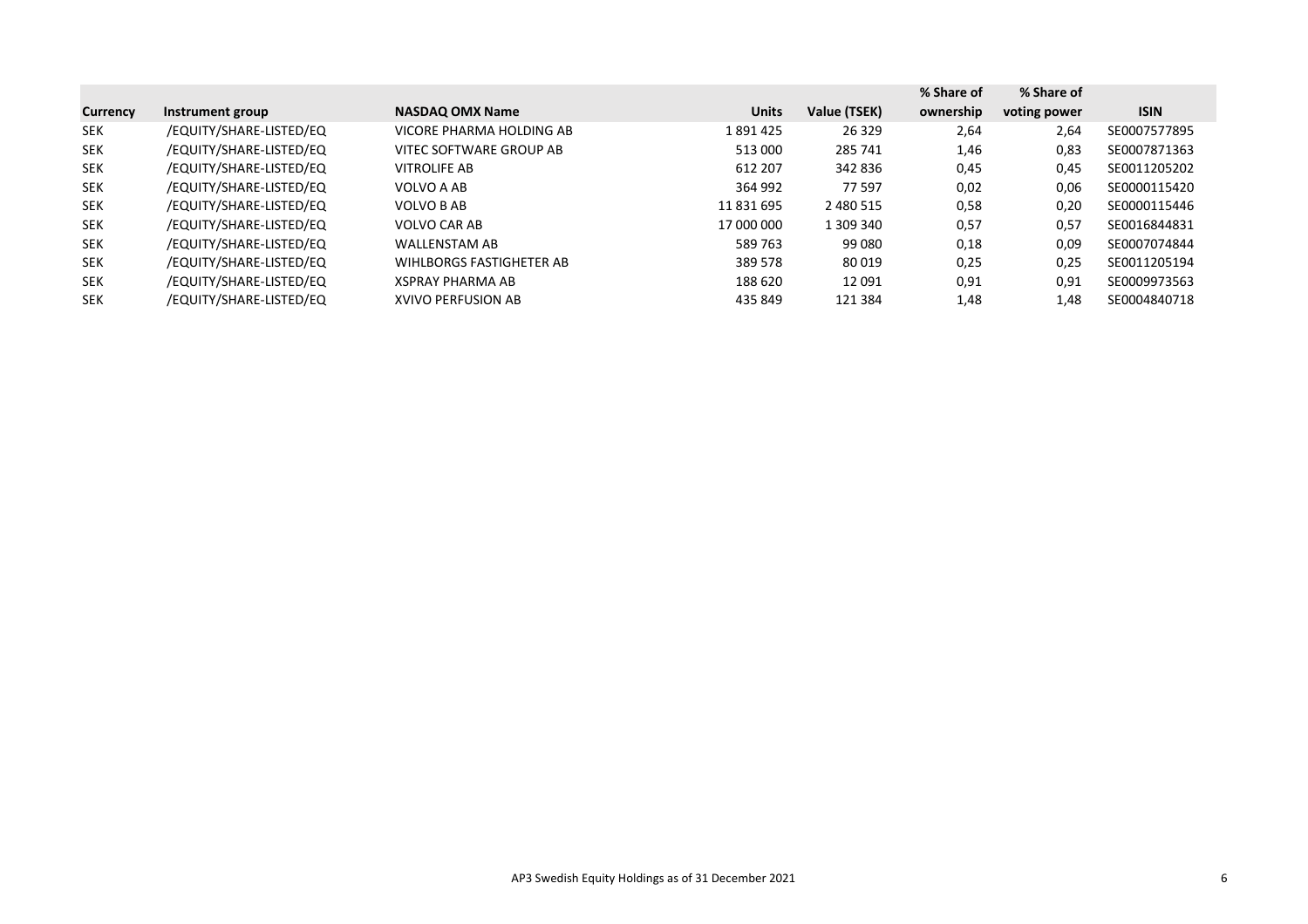| Currency | Instrument group | NASDAQ OMX Name | Units | Value (TSEK) | % Share of ownership | % Share of voting power | ISIN |
|---|---|---|---|---|---|---|---|
| SEK | /EQUITY/SHARE-LISTED/EQ | VICORE PHARMA HOLDING AB | 1 891 425 | 26 329 | 2,64 | 2,64 | SE0007577895 |
| SEK | /EQUITY/SHARE-LISTED/EQ | VITEC SOFTWARE GROUP AB | 513 000 | 285 741 | 1,46 | 0,83 | SE0007871363 |
| SEK | /EQUITY/SHARE-LISTED/EQ | VITROLIFE AB | 612 207 | 342 836 | 0,45 | 0,45 | SE0011205202 |
| SEK | /EQUITY/SHARE-LISTED/EQ | VOLVO A AB | 364 992 | 77 597 | 0,02 | 0,06 | SE0000115420 |
| SEK | /EQUITY/SHARE-LISTED/EQ | VOLVO B AB | 11 831 695 | 2 480 515 | 0,58 | 0,20 | SE0000115446 |
| SEK | /EQUITY/SHARE-LISTED/EQ | VOLVO CAR AB | 17 000 000 | 1 309 340 | 0,57 | 0,57 | SE0016844831 |
| SEK | /EQUITY/SHARE-LISTED/EQ | WALLENSTAM AB | 589 763 | 99 080 | 0,18 | 0,09 | SE0007074844 |
| SEK | /EQUITY/SHARE-LISTED/EQ | WIHLBORGS FASTIGHETER AB | 389 578 | 80 019 | 0,25 | 0,25 | SE0011205194 |
| SEK | /EQUITY/SHARE-LISTED/EQ | XSPRAY PHARMA AB | 188 620 | 12 091 | 0,91 | 0,91 | SE0009973563 |
| SEK | /EQUITY/SHARE-LISTED/EQ | XVIVO PERFUSION AB | 435 849 | 121 384 | 1,48 | 1,48 | SE0004840718 |